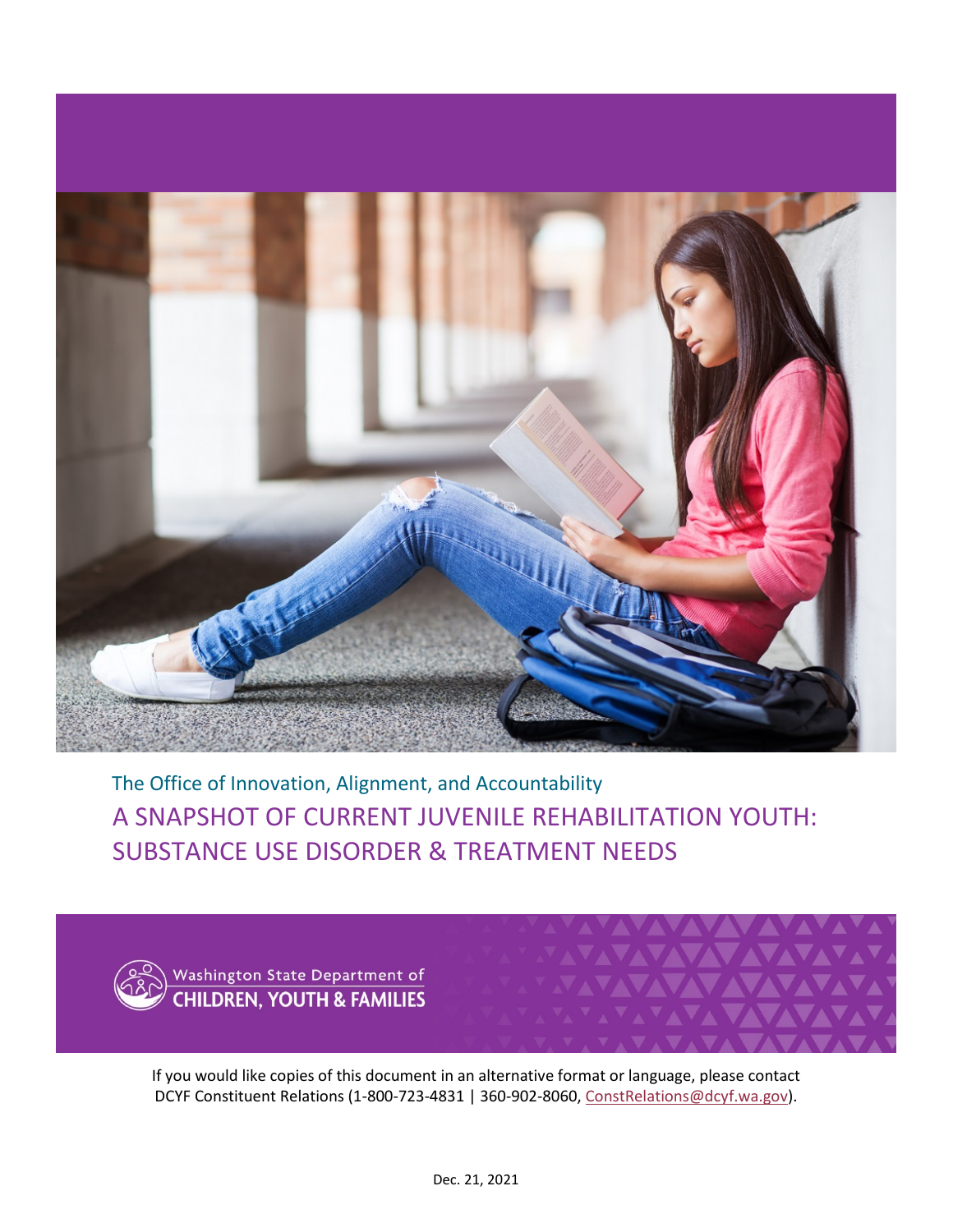The Office of Innovation, Alignment, and Accountability

# A SNAPSHOT OF CURRENT JUVENILE REHABILITATION YOUTH: SUBSTANCE USE DISORDER & TREATMENT NEEDS

Washington State Department of CHILDREN, YOUTH & FAMILIES

If you would like copies of this document in an alternative format or language, please contact DCYF Constituent Relations (1-800-723-4831 | 360-902-8060, ConstRelations@dcyf.wa.gov).

Dec. 21, 2021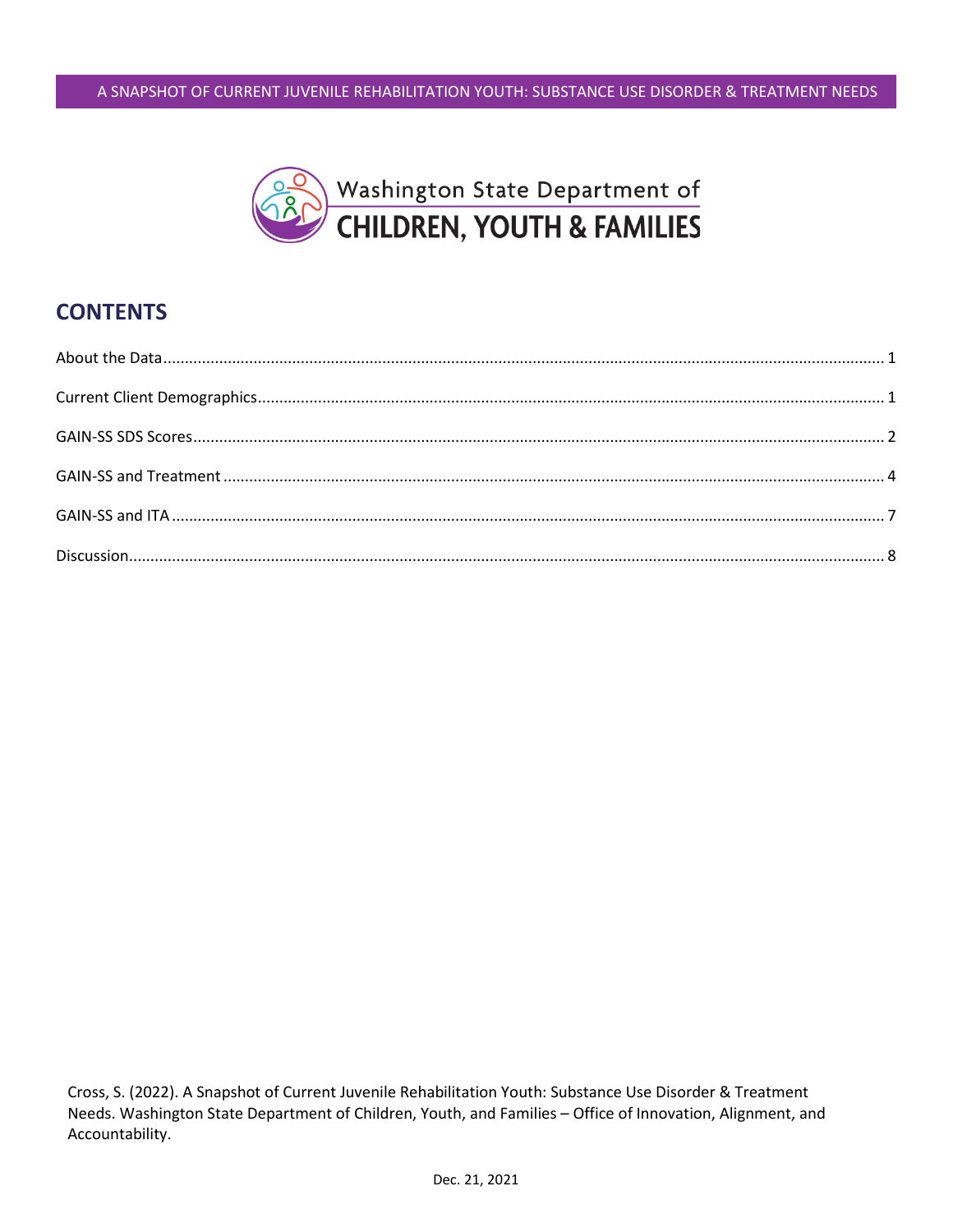# CONTENTS

About the Data ..... 1

Current Client Demographics ..... 1

GAIN-SS SDS Scores ..... 2

GAIN-SS and Treatment ..... 4

GAIN-SS and ITA ..... 7

Discussion ..... 8

Cross, S. (2022). A Snapshot of Current Juvenile Rehabilitation Youth: Substance Use Disorder & Treatment Needs. Washington State Department of Children, Youth, and Families – Office of Innovation, Alignment, and Accountability.

Dec. 21, 2021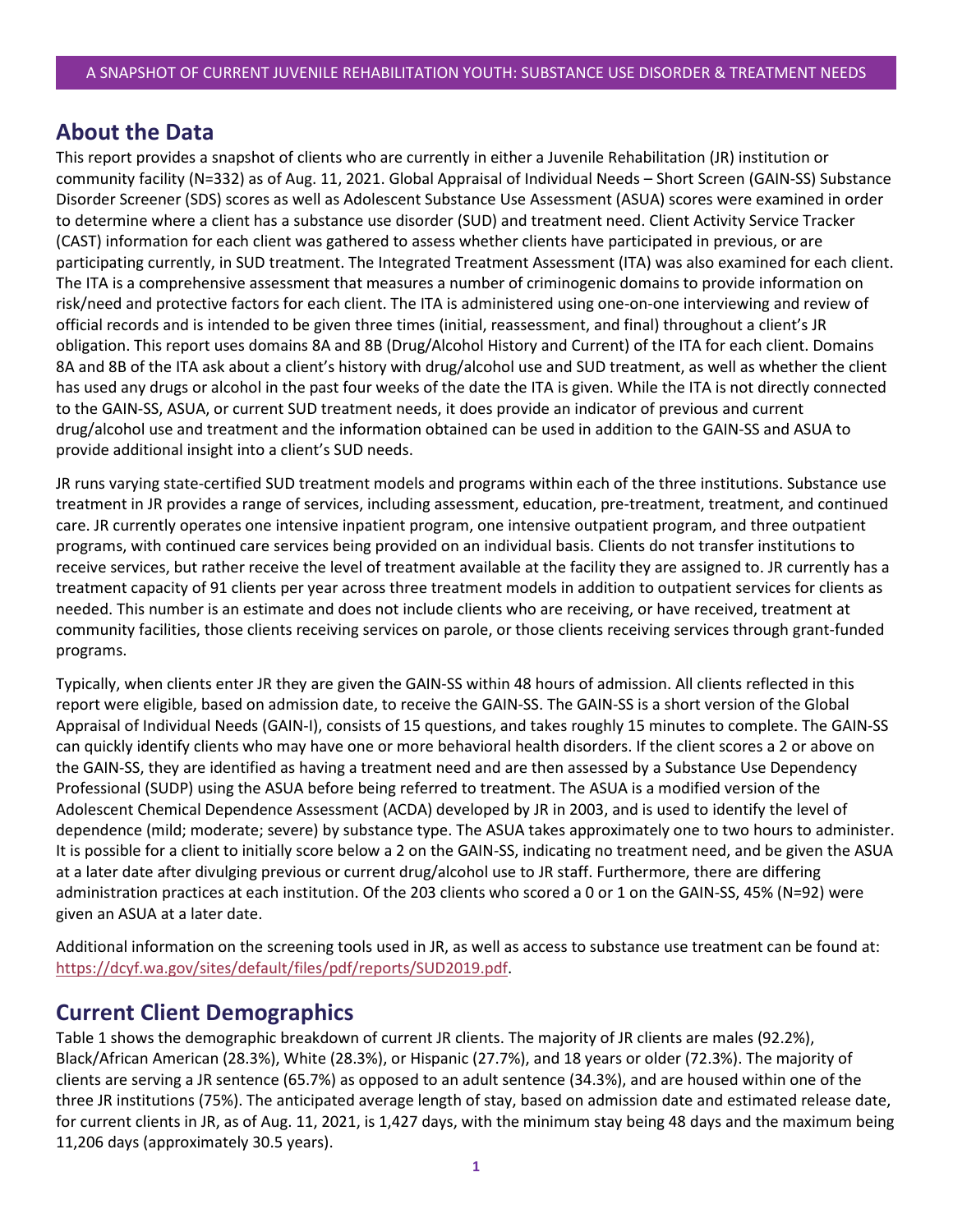## About the Data

This report provides a snapshot of clients who are currently in either a Juvenile Rehabilitation (JR) institution or community facility (N=332) as of Aug. 11, 2021. Global Appraisal of Individual Needs – Short Screen (GAIN-SS) Substance Disorder Screener (SDS) scores as well as Adolescent Substance Use Assessment (ASUA) scores were examined in order to determine where a client has a substance use disorder (SUD) and treatment need. Client Activity Service Tracker (CAST) information for each client was gathered to assess whether clients have participated in previous, or are participating currently, in SUD treatment. The Integrated Treatment Assessment (ITA) was also examined for each client. The ITA is a comprehensive assessment that measures a number of criminogenic domains to provide information on risk/need and protective factors for each client. The ITA is administered using one-on-one interviewing and review of official records and is intended to be given three times (initial, reassessment, and final) throughout a client's JR obligation. This report uses domains 8A and 8B (Drug/Alcohol History and Current) of the ITA for each client. Domains 8A and 8B of the ITA ask about a client's history with drug/alcohol use and SUD treatment, as well as whether the client has used any drugs or alcohol in the past four weeks of the date the ITA is given. While the ITA is not directly connected to the GAIN-SS, ASUA, or current SUD treatment needs, it does provide an indicator of previous and current drug/alcohol use and treatment and the information obtained can be used in addition to the GAIN-SS and ASUA to provide additional insight into a client's SUD needs.

JR runs varying state-certified SUD treatment models and programs within each of the three institutions. Substance use treatment in JR provides a range of services, including assessment, education, pre-treatment, treatment, and continued care. JR currently operates one intensive inpatient program, one intensive outpatient program, and three outpatient programs, with continued care services being provided on an individual basis. Clients do not transfer institutions to receive services, but rather receive the level of treatment available at the facility they are assigned to. JR currently has a treatment capacity of 91 clients per year across three treatment models in addition to outpatient services for clients as needed. This number is an estimate and does not include clients who are receiving, or have received, treatment at community facilities, those clients receiving services on parole, or those clients receiving services through grant-funded programs.

Typically, when clients enter JR they are given the GAIN-SS within 48 hours of admission. All clients reflected in this report were eligible, based on admission date, to receive the GAIN-SS. The GAIN-SS is a short version of the Global Appraisal of Individual Needs (GAIN-I), consists of 15 questions, and takes roughly 15 minutes to complete. The GAIN-SS can quickly identify clients who may have one or more behavioral health disorders. If the client scores a 2 or above on the GAIN-SS, they are identified as having a treatment need and are then assessed by a Substance Use Dependency Professional (SUDP) using the ASUA before being referred to treatment. The ASUA is a modified version of the Adolescent Chemical Dependence Assessment (ACDA) developed by JR in 2003, and is used to identify the level of dependence (mild; moderate; severe) by substance type. The ASUA takes approximately one to two hours to administer. It is possible for a client to initially score below a 2 on the GAIN-SS, indicating no treatment need, and be given the ASUA at a later date after divulging previous or current drug/alcohol use to JR staff. Furthermore, there are differing administration practices at each institution. Of the 203 clients who scored a 0 or 1 on the GAIN-SS, 45% (N=92) were given an ASUA at a later date.

Additional information on the screening tools used in JR, as well as access to substance use treatment can be found at: [https://dcyf.wa.gov/sites/default/files/pdf/reports/SUD2019.pdf](https://dcyf.wa.gov/sites/default/files/pdf/reports/SUD2019.pdf).

## Current Client Demographics

Table 1 shows the demographic breakdown of current JR clients. The majority of JR clients are males (92.2%), Black/African American (28.3%), White (28.3%), or Hispanic (27.7%), and 18 years or older (72.3%). The majority of clients are serving a JR sentence (65.7%) as opposed to an adult sentence (34.3%), and are housed within one of the three JR institutions (75%). The anticipated average length of stay, based on admission date and estimated release date, for current clients in JR, as of Aug. 11, 2021, is 1,427 days, with the minimum stay being 48 days and the maximum being 11,206 days (approximately 30.5 years).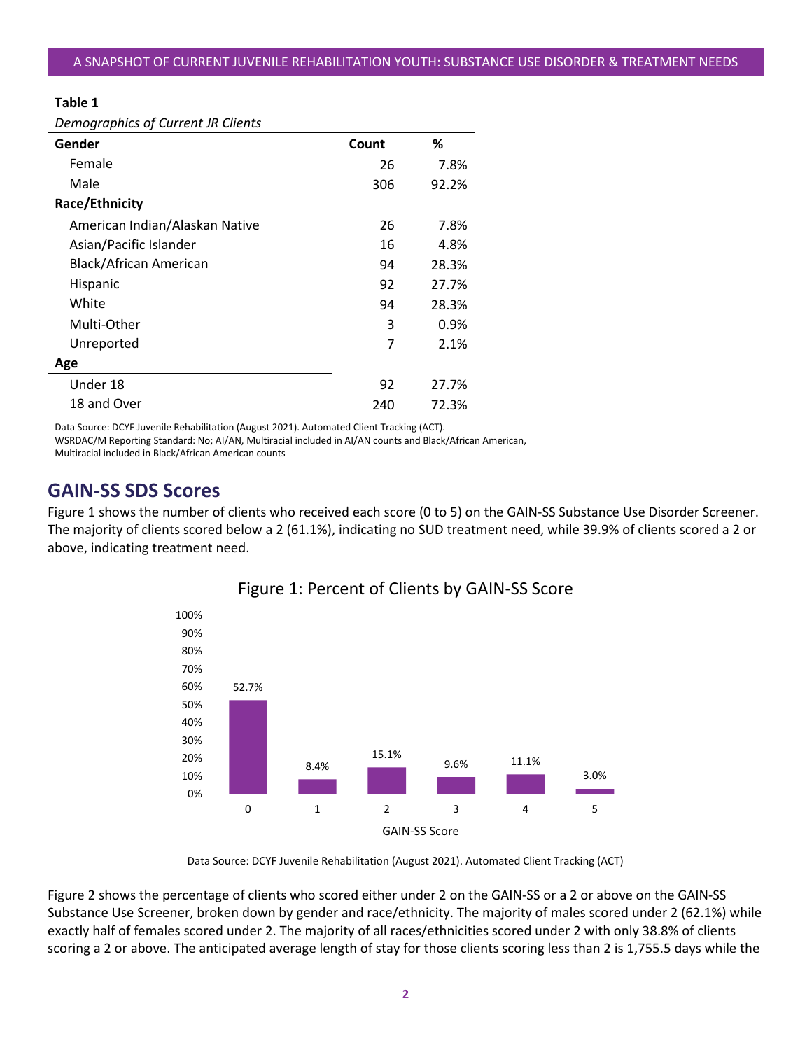**Table 1**

*Demographics of Current JR Clients*

| Gender | Count | % |
|---|---|---|
| Female | 26 | 7.8% |
| Male | 306 | 92.2% |
| **Race/Ethnicity** | | |
| American Indian/Alaskan Native | 26 | 7.8% |
| Asian/Pacific Islander | 16 | 4.8% |
| Black/African American | 94 | 28.3% |
| Hispanic | 92 | 27.7% |
| White | 94 | 28.3% |
| Multi-Other | 3 | 0.9% |
| Unreported | 7 | 2.1% |
| **Age** | | |
| Under 18 | 92 | 27.7% |
| 18 and Over | 240 | 72.3% |

Data Source: DCYF Juvenile Rehabilitation (August 2021). Automated Client Tracking (ACT).
WSRDAC/M Reporting Standard: No; AI/AN, Multiracial included in AI/AN counts and Black/African American, Multiracial included in Black/African American counts

## GAIN-SS SDS Scores

Figure 1 shows the number of clients who received each score (0 to 5) on the GAIN-SS Substance Use Disorder Screener. The majority of clients scored below a 2 (61.1%), indicating no SUD treatment need, while 39.9% of clients scored a 2 or above, indicating treatment need.

Figure 1: Percent of Clients by GAIN-SS Score

| GAIN-SS Score | Percent |
|---|---|
| 0 | 52.7% |
| 1 | 8.4% |
| 2 | 15.1% |
| 3 | 9.6% |
| 4 | 11.1% |
| 5 | 3.0% |

Data Source: DCYF Juvenile Rehabilitation (August 2021). Automated Client Tracking (ACT)

Figure 2 shows the percentage of clients who scored either under 2 on the GAIN-SS or a 2 or above on the GAIN-SS Substance Use Screener, broken down by gender and race/ethnicity. The majority of males scored under 2 (62.1%) while exactly half of females scored under 2. The majority of all races/ethnicities scored under 2 with only 38.8% of clients scoring a 2 or above. The anticipated average length of stay for those clients scoring less than 2 is 1,755.5 days while the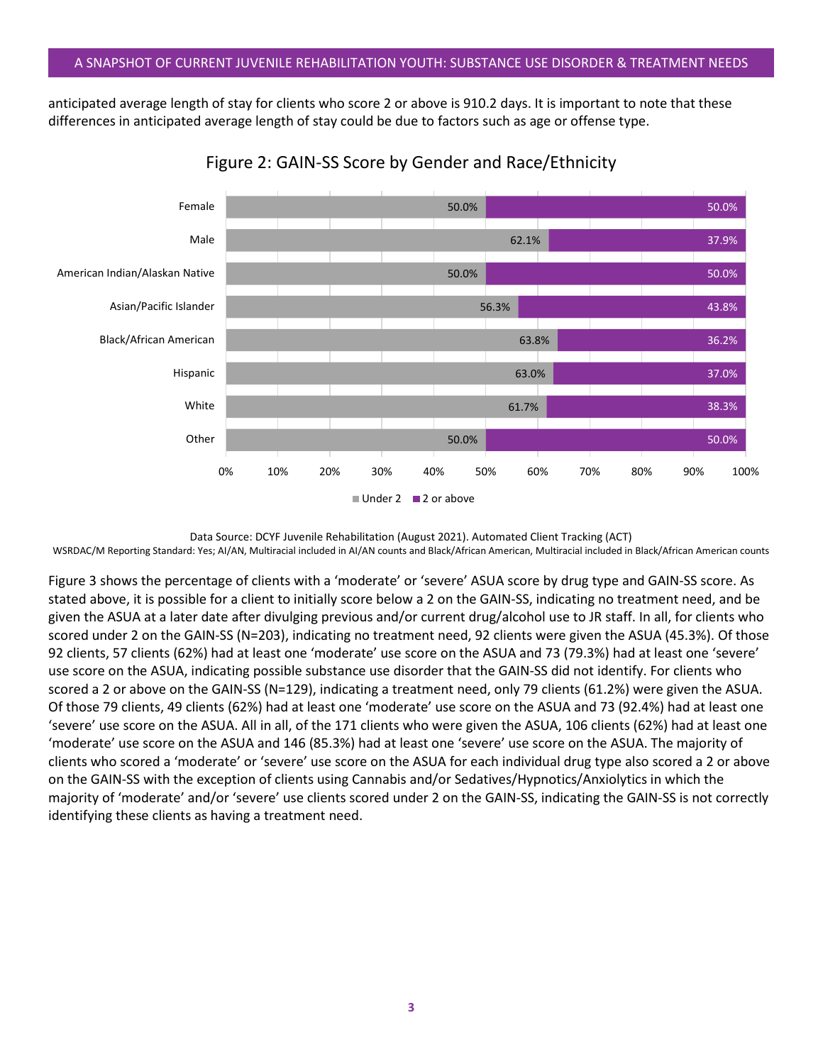anticipated average length of stay for clients who score 2 or above is 910.2 days. It is important to note that these differences in anticipated average length of stay could be due to factors such as age or offense type.

Figure 2: GAIN-SS Score by Gender and Race/Ethnicity

| | Under 2 | 2 or above |
|---|---|---|
| Female | 50.0% | 50.0% |
| Male | 62.1% | 37.9% |
| American Indian/Alaskan Native | 50.0% | 50.0% |
| Asian/Pacific Islander | 56.3% | 43.8% |
| Black/African American | 63.8% | 36.2% |
| Hispanic | 63.0% | 37.0% |
| White | 61.7% | 38.3% |
| Other | 50.0% | 50.0% |

Data Source: DCYF Juvenile Rehabilitation (August 2021). Automated Client Tracking (ACT)
WSRDAC/M Reporting Standard: Yes; AI/AN, Multiracial included in AI/AN counts and Black/African American, Multiracial included in Black/African American counts

Figure 3 shows the percentage of clients with a 'moderate' or 'severe' ASUA score by drug type and GAIN-SS score. As stated above, it is possible for a client to initially score below a 2 on the GAIN-SS, indicating no treatment need, and be given the ASUA at a later date after divulging previous and/or current drug/alcohol use to JR staff. In all, for clients who scored under 2 on the GAIN-SS (N=203), indicating no treatment need, 92 clients were given the ASUA (45.3%). Of those 92 clients, 57 clients (62%) had at least one 'moderate' use score on the ASUA and 73 (79.3%) had at least one 'severe' use score on the ASUA, indicating possible substance use disorder that the GAIN-SS did not identify. For clients who scored a 2 or above on the GAIN-SS (N=129), indicating a treatment need, only 79 clients (61.2%) were given the ASUA. Of those 79 clients, 49 clients (62%) had at least one 'moderate' use score on the ASUA and 73 (92.4%) had at least one 'severe' use score on the ASUA. All in all, of the 171 clients who were given the ASUA, 106 clients (62%) had at least one 'moderate' use score on the ASUA and 146 (85.3%) had at least one 'severe' use score on the ASUA. The majority of clients who scored a 'moderate' or 'severe' use score on the ASUA for each individual drug type also scored a 2 or above on the GAIN-SS with the exception of clients using Cannabis and/or Sedatives/Hypnotics/Anxiolytics in which the majority of 'moderate' and/or 'severe' use clients scored under 2 on the GAIN-SS, indicating the GAIN-SS is not correctly identifying these clients as having a treatment need.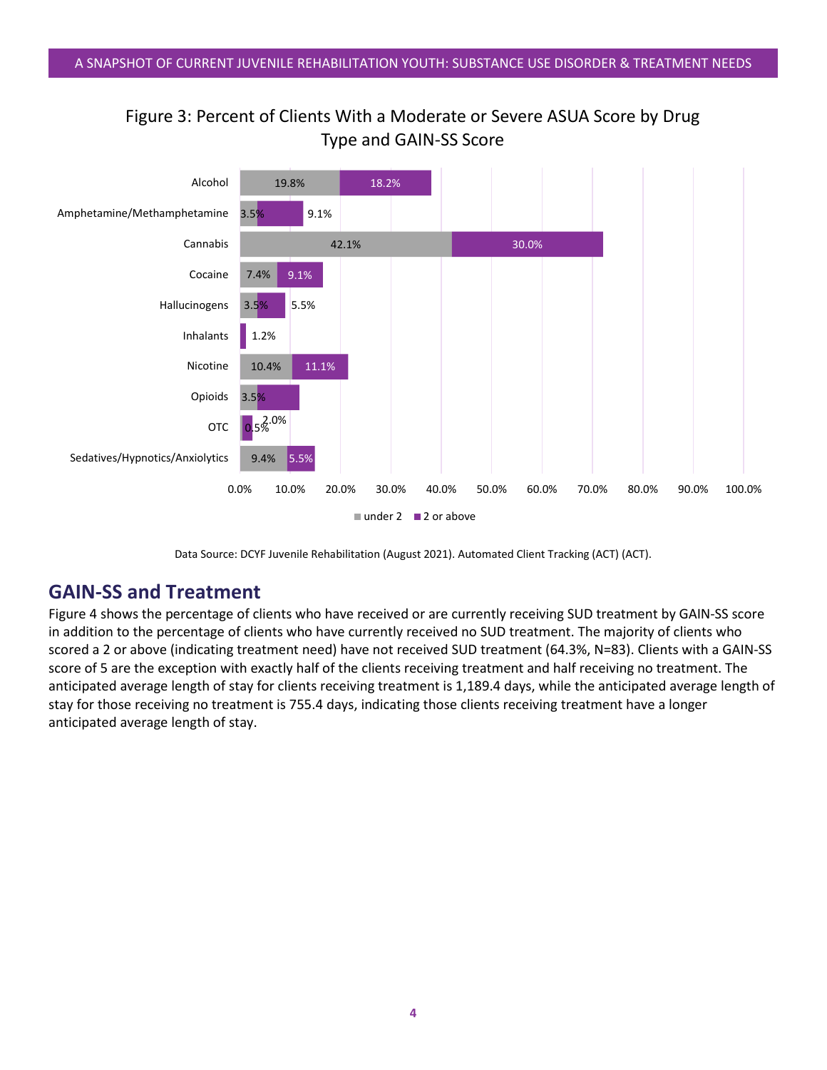Figure 3: Percent of Clients With a Moderate or Severe ASUA Score by Drug Type and GAIN-SS Score

| Drug Type | under 2 | 2 or above |
|---|---|---|
| Alcohol | 19.8% | 18.2% |
| Amphetamine/Methamphetamine | 3.5% | 9.1% |
| Cannabis | 42.1% | 30.0% |
| Cocaine | 7.4% | 9.1% |
| Hallucinogens | 3.5% | 5.5% |
| Inhalants | | 1.2% |
| Nicotine | 10.4% | 11.1% |
| Opioids | 3.5% | |
| OTC | 0.5% | 2.0% |
| Sedatives/Hypnotics/Anxiolytics | 9.4% | 5.5% |

Data Source: DCYF Juvenile Rehabilitation (August 2021). Automated Client Tracking (ACT) (ACT).

## GAIN-SS and Treatment

Figure 4 shows the percentage of clients who have received or are currently receiving SUD treatment by GAIN-SS score in addition to the percentage of clients who have currently received no SUD treatment. The majority of clients who scored a 2 or above (indicating treatment need) have not received SUD treatment (64.3%, N=83). Clients with a GAIN-SS score of 5 are the exception with exactly half of the clients receiving treatment and half receiving no treatment. The anticipated average length of stay for clients receiving treatment is 1,189.4 days, while the anticipated average length of stay for those receiving no treatment is 755.4 days, indicating those clients receiving treatment have a longer anticipated average length of stay.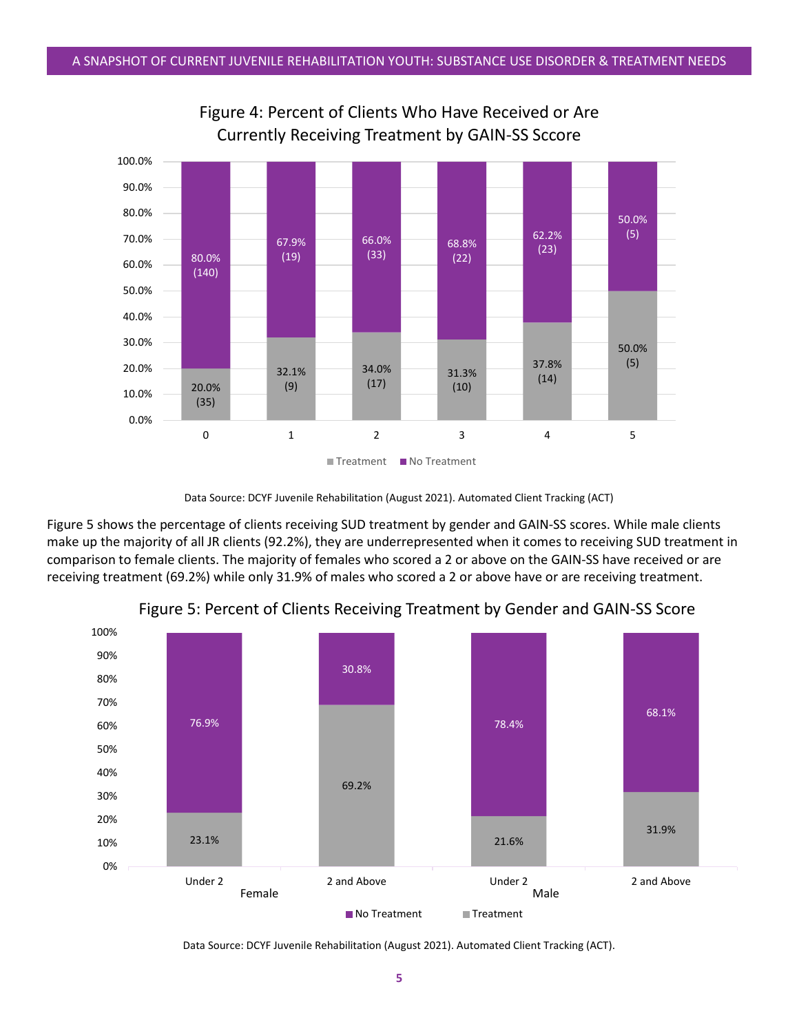Figure 4: Percent of Clients Who Have Received or Are Currently Receiving Treatment by GAIN-SS Sccore

| GAIN-SS Score | Treatment | No Treatment |
|---|---|---|
| 0 | 20.0% (35) | 80.0% (140) |
| 1 | 32.1% (9) | 67.9% (19) |
| 2 | 34.0% (17) | 66.0% (33) |
| 3 | 31.3% (10) | 68.8% (22) |
| 4 | 37.8% (14) | 62.2% (23) |
| 5 | 50.0% (5) | 50.0% (5) |

Data Source: DCYF Juvenile Rehabilitation (August 2021). Automated Client Tracking (ACT)

Figure 5 shows the percentage of clients receiving SUD treatment by gender and GAIN-SS scores. While male clients make up the majority of all JR clients (92.2%), they are underrepresented when it comes to receiving SUD treatment in comparison to female clients. The majority of females who scored a 2 or above on the GAIN-SS have received or are receiving treatment (69.2%) while only 31.9% of males who scored a 2 or above have or are receiving treatment.

Figure 5: Percent of Clients Receiving Treatment by Gender and GAIN-SS Score

| Gender | GAIN-SS Score | No Treatment | Treatment |
|---|---|---|---|
| Female | Under 2 | 76.9% | 23.1% |
| Female | 2 and Above | 30.8% | 69.2% |
| Male | Under 2 | 78.4% | 21.6% |
| Male | 2 and Above | 68.1% | 31.9% |

Data Source: DCYF Juvenile Rehabilitation (August 2021). Automated Client Tracking (ACT).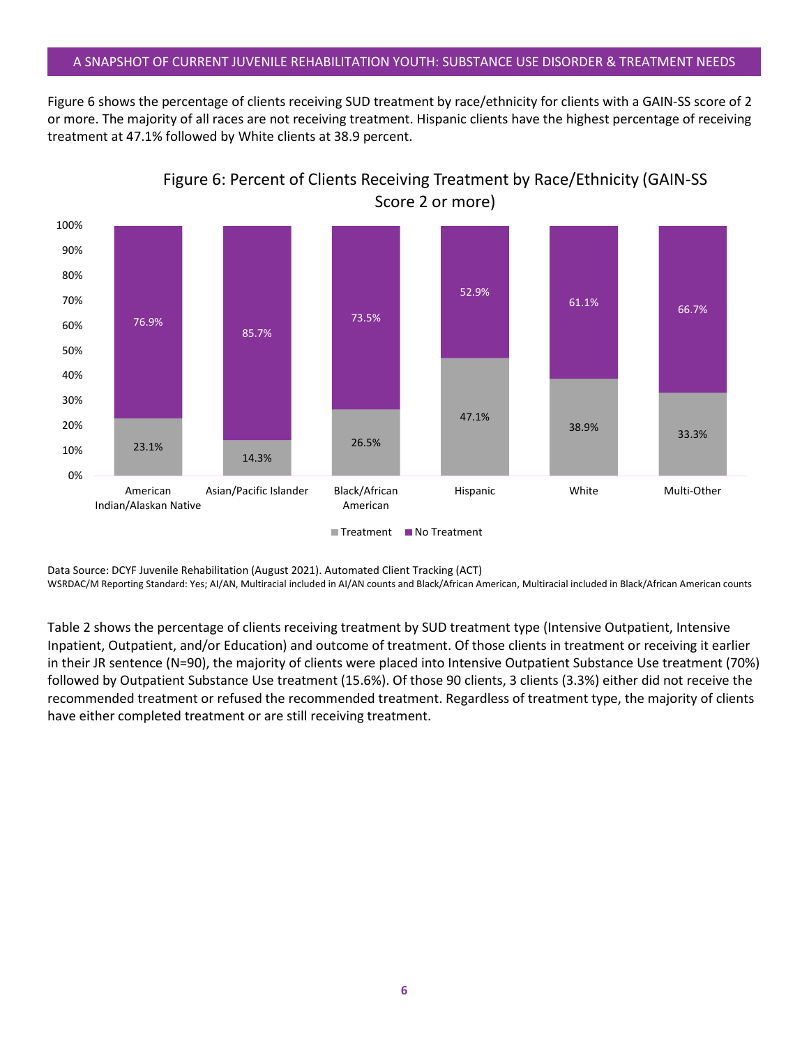Figure 6 shows the percentage of clients receiving SUD treatment by race/ethnicity for clients with a GAIN-SS score of 2 or more. The majority of all races are not receiving treatment. Hispanic clients have the highest percentage of receiving treatment at 47.1% followed by White clients at 38.9 percent.

**Figure 6: Percent of Clients Receiving Treatment by Race/Ethnicity (GAIN-SS Score 2 or more)**

| Race/Ethnicity | Treatment | No Treatment |
|---|---|---|
| American Indian/Alaskan Native | 23.1% | 76.9% |
| Asian/Pacific Islander | 14.3% | 85.7% |
| Black/African American | 26.5% | 73.5% |
| Hispanic | 47.1% | 52.9% |
| White | 38.9% | 61.1% |
| Multi-Other | 33.3% | 66.7% |

Data Source: DCYF Juvenile Rehabilitation (August 2021). Automated Client Tracking (ACT)
WSRDAC/M Reporting Standard: Yes; AI/AN, Multiracial included in AI/AN counts and Black/African American, Multiracial included in Black/African American counts

Table 2 shows the percentage of clients receiving treatment by SUD treatment type (Intensive Outpatient, Intensive Inpatient, Outpatient, and/or Education) and outcome of treatment. Of those clients in treatment or receiving it earlier in their JR sentence (N=90), the majority of clients were placed into Intensive Outpatient Substance Use treatment (70%) followed by Outpatient Substance Use treatment (15.6%). Of those 90 clients, 3 clients (3.3%) either did not receive the recommended treatment or refused the recommended treatment. Regardless of treatment type, the majority of clients have either completed treatment or are still receiving treatment.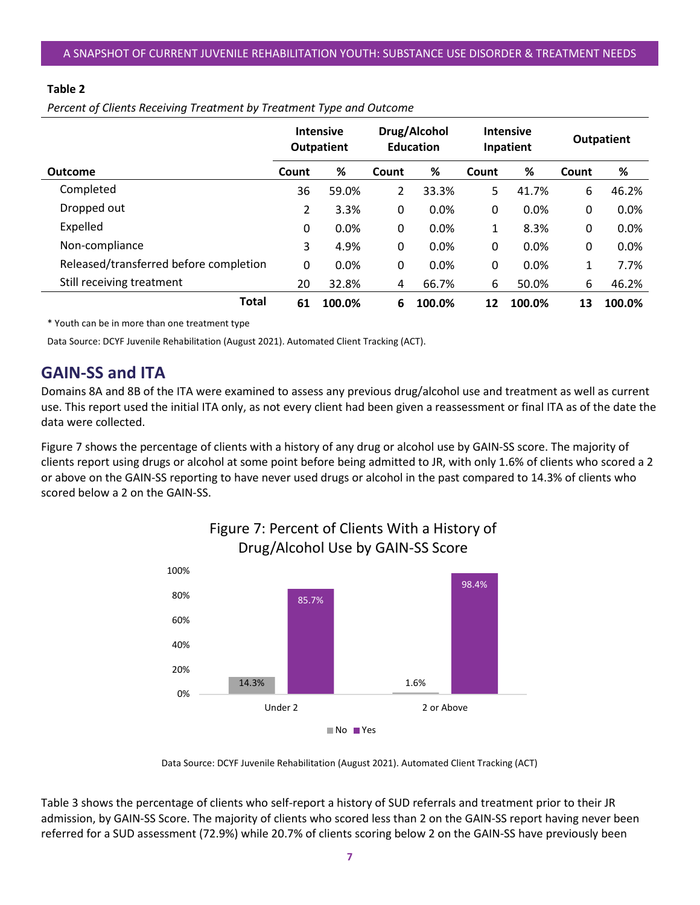**Table 2**

*Percent of Clients Receiving Treatment by Treatment Type and Outcome*

| | Intensive Outpatient | | Drug/Alcohol Education | | Intensive Inpatient | | Outpatient | |
|---|---|---|---|---|---|---|---|---|
| **Outcome** | **Count** | **%** | **Count** | **%** | **Count** | **%** | **Count** | **%** |
| Completed | 36 | 59.0% | 2 | 33.3% | 5 | 41.7% | 6 | 46.2% |
| Dropped out | 2 | 3.3% | 0 | 0.0% | 0 | 0.0% | 0 | 0.0% |
| Expelled | 0 | 0.0% | 0 | 0.0% | 1 | 8.3% | 0 | 0.0% |
| Non-compliance | 3 | 4.9% | 0 | 0.0% | 0 | 0.0% | 0 | 0.0% |
| Released/transferred before completion | 0 | 0.0% | 0 | 0.0% | 0 | 0.0% | 1 | 7.7% |
| Still receiving treatment | 20 | 32.8% | 4 | 66.7% | 6 | 50.0% | 6 | 46.2% |
| **Total** | **61** | **100.0%** | **6** | **100.0%** | **12** | **100.0%** | **13** | **100.0%** |

* Youth can be in more than one treatment type

Data Source: DCYF Juvenile Rehabilitation (August 2021). Automated Client Tracking (ACT).

## GAIN-SS and ITA

Domains 8A and 8B of the ITA were examined to assess any previous drug/alcohol use and treatment as well as current use. This report used the initial ITA only, as not every client had been given a reassessment or final ITA as of the date the data were collected.

Figure 7 shows the percentage of clients with a history of any drug or alcohol use by GAIN-SS score. The majority of clients report using drugs or alcohol at some point before being admitted to JR, with only 1.6% of clients who scored a 2 or above on the GAIN-SS reporting to have never used drugs or alcohol in the past compared to 14.3% of clients who scored below a 2 on the GAIN-SS.

Figure 7: Percent of Clients With a History of Drug/Alcohol Use by GAIN-SS Score

| GAIN-SS Score | No | Yes |
|---|---|---|
| Under 2 | 14.3% | 85.7% |
| 2 or Above | 1.6% | 98.4% |

Data Source: DCYF Juvenile Rehabilitation (August 2021). Automated Client Tracking (ACT)

Table 3 shows the percentage of clients who self-report a history of SUD referrals and treatment prior to their JR admission, by GAIN-SS Score. The majority of clients who scored less than 2 on the GAIN-SS report having never been referred for a SUD assessment (72.9%) while 20.7% of clients scoring below 2 on the GAIN-SS have previously been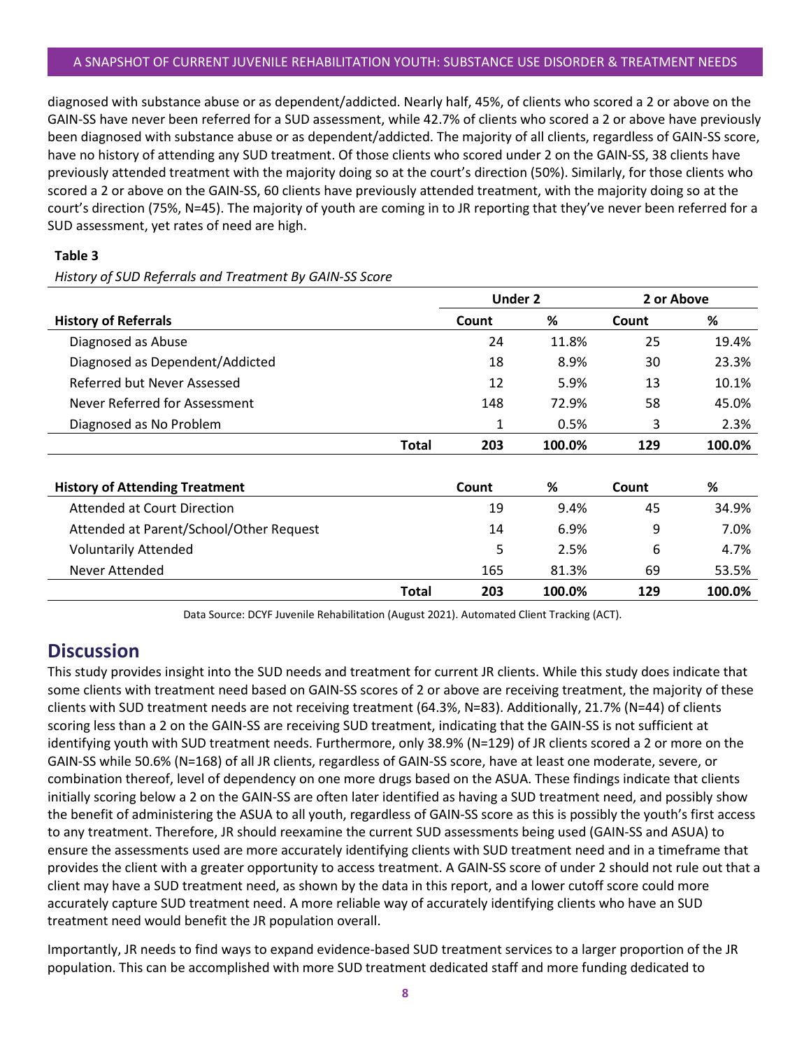diagnosed with substance abuse or as dependent/addicted. Nearly half, 45%, of clients who scored a 2 or above on the GAIN-SS have never been referred for a SUD assessment, while 42.7% of clients who scored a 2 or above have previously been diagnosed with substance abuse or as dependent/addicted. The majority of all clients, regardless of GAIN-SS score, have no history of attending any SUD treatment. Of those clients who scored under 2 on the GAIN-SS, 38 clients have previously attended treatment with the majority doing so at the court's direction (50%). Similarly, for those clients who scored a 2 or above on the GAIN-SS, 60 clients have previously attended treatment, with the majority doing so at the court's direction (75%, N=45). The majority of youth are coming in to JR reporting that they've never been referred for a SUD assessment, yet rates of need are high.

**Table 3**

*History of SUD Referrals and Treatment By GAIN-SS Score*

| | Under 2 | | 2 or Above | |
|---|---|---|---|---|
| **History of Referrals** | **Count** | **%** | **Count** | **%** |
| Diagnosed as Abuse | 24 | 11.8% | 25 | 19.4% |
| Diagnosed as Dependent/Addicted | 18 | 8.9% | 30 | 23.3% |
| Referred but Never Assessed | 12 | 5.9% | 13 | 10.1% |
| Never Referred for Assessment | 148 | 72.9% | 58 | 45.0% |
| Diagnosed as No Problem | 1 | 0.5% | 3 | 2.3% |
| **Total** | **203** | **100.0%** | **129** | **100.0%** |
| **History of Attending Treatment** | **Count** | **%** | **Count** | **%** |
| Attended at Court Direction | 19 | 9.4% | 45 | 34.9% |
| Attended at Parent/School/Other Request | 14 | 6.9% | 9 | 7.0% |
| Voluntarily Attended | 5 | 2.5% | 6 | 4.7% |
| Never Attended | 165 | 81.3% | 69 | 53.5% |
| **Total** | **203** | **100.0%** | **129** | **100.0%** |

Data Source: DCYF Juvenile Rehabilitation (August 2021). Automated Client Tracking (ACT).

## Discussion

This study provides insight into the SUD needs and treatment for current JR clients. While this study does indicate that some clients with treatment need based on GAIN-SS scores of 2 or above are receiving treatment, the majority of these clients with SUD treatment needs are not receiving treatment (64.3%, N=83). Additionally, 21.7% (N=44) of clients scoring less than a 2 on the GAIN-SS are receiving SUD treatment, indicating that the GAIN-SS is not sufficient at identifying youth with SUD treatment needs. Furthermore, only 38.9% (N=129) of JR clients scored a 2 or more on the GAIN-SS while 50.6% (N=168) of all JR clients, regardless of GAIN-SS score, have at least one moderate, severe, or combination thereof, level of dependency on one more drugs based on the ASUA. These findings indicate that clients initially scoring below a 2 on the GAIN-SS are often later identified as having a SUD treatment need, and possibly show the benefit of administering the ASUA to all youth, regardless of GAIN-SS score as this is possibly the youth's first access to any treatment. Therefore, JR should reexamine the current SUD assessments being used (GAIN-SS and ASUA) to ensure the assessments used are more accurately identifying clients with SUD treatment need and in a timeframe that provides the client with a greater opportunity to access treatment. A GAIN-SS score of under 2 should not rule out that a client may have a SUD treatment need, as shown by the data in this report, and a lower cutoff score could more accurately capture SUD treatment need. A more reliable way of accurately identifying clients who have an SUD treatment need would benefit the JR population overall.

Importantly, JR needs to find ways to expand evidence-based SUD treatment services to a larger proportion of the JR population. This can be accomplished with more SUD treatment dedicated staff and more funding dedicated to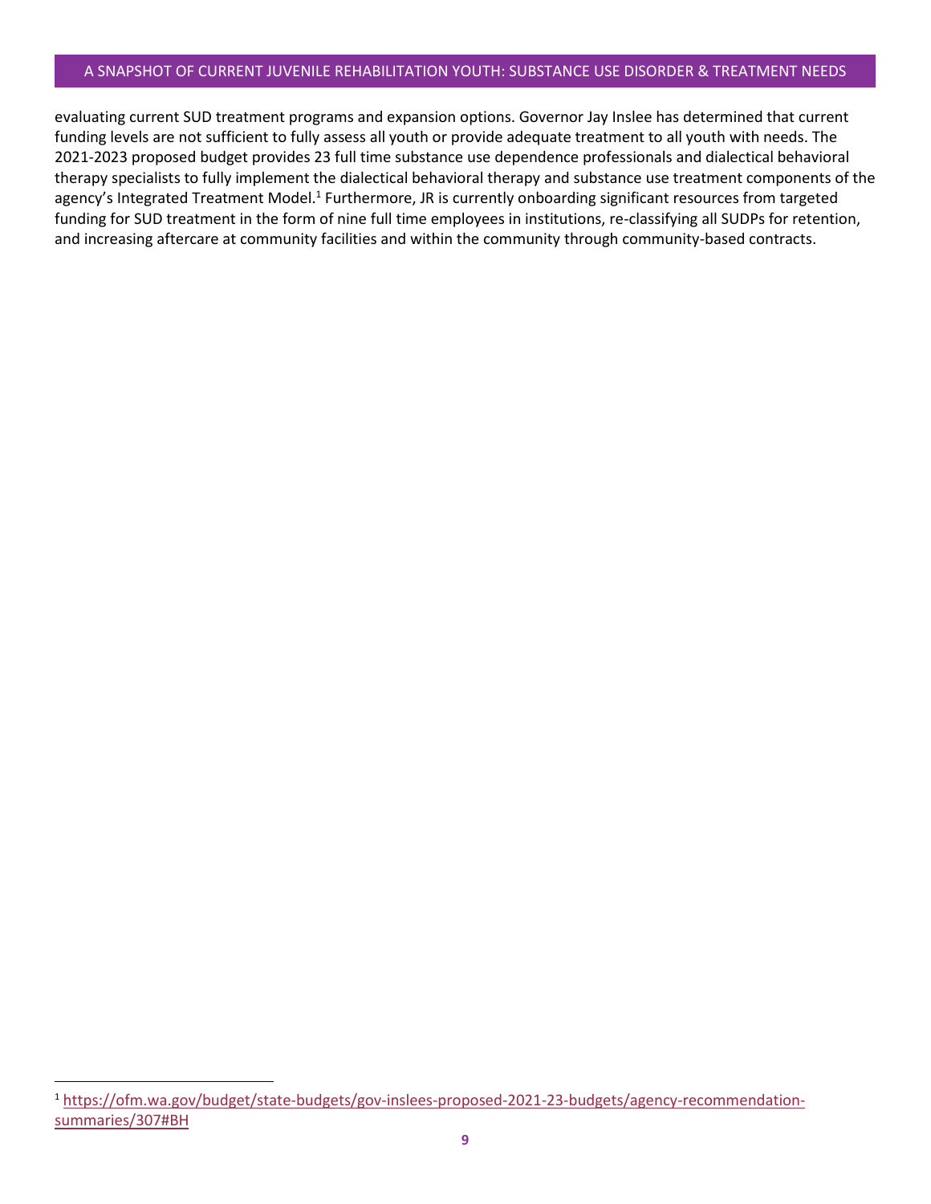evaluating current SUD treatment programs and expansion options. Governor Jay Inslee has determined that current funding levels are not sufficient to fully assess all youth or provide adequate treatment to all youth with needs. The 2021-2023 proposed budget provides 23 full time substance use dependence professionals and dialectical behavioral therapy specialists to fully implement the dialectical behavioral therapy and substance use treatment components of the agency's Integrated Treatment Model.[1] Furthermore, JR is currently onboarding significant resources from targeted funding for SUD treatment in the form of nine full time employees in institutions, re-classifying all SUDPs for retention, and increasing aftercare at community facilities and within the community through community-based contracts.

[1] https://ofm.wa.gov/budget/state-budgets/gov-inslees-proposed-2021-23-budgets/agency-recommendation-summaries/307#BH